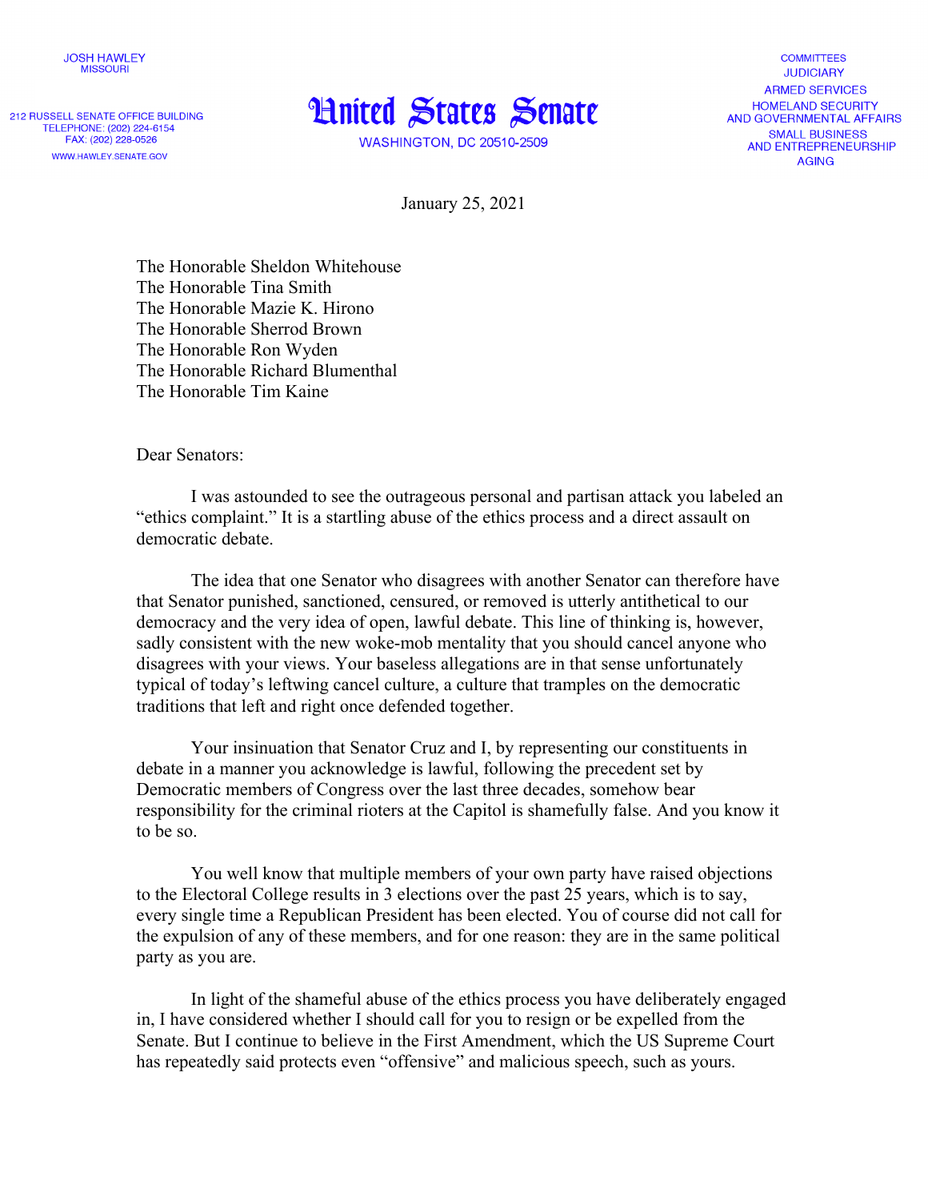JOSH HAWLEY
MISSOURI

212 RUSSELL SENATE OFFICE BUILDING
TELEPHONE: (202) 224-6154
FAX: (202) 228-0526
WWW.HAWLEY.SENATE.GOV

# United States Senate

WASHINGTON, DC 20510-2509

COMMITTEES
JUDICIARY
ARMED SERVICES
HOMELAND SECURITY AND GOVERNMENTAL AFFAIRS
SMALL BUSINESS AND ENTREPRENEURSHIP
AGING

January 25, 2021

The Honorable Sheldon Whitehouse
The Honorable Tina Smith
The Honorable Mazie K. Hirono
The Honorable Sherrod Brown
The Honorable Ron Wyden
The Honorable Richard Blumenthal
The Honorable Tim Kaine

Dear Senators:

I was astounded to see the outrageous personal and partisan attack you labeled an "ethics complaint." It is a startling abuse of the ethics process and a direct assault on democratic debate.

The idea that one Senator who disagrees with another Senator can therefore have that Senator punished, sanctioned, censured, or removed is utterly antithetical to our democracy and the very idea of open, lawful debate. This line of thinking is, however, sadly consistent with the new woke-mob mentality that you should cancel anyone who disagrees with your views. Your baseless allegations are in that sense unfortunately typical of today's leftwing cancel culture, a culture that tramples on the democratic traditions that left and right once defended together.

Your insinuation that Senator Cruz and I, by representing our constituents in debate in a manner you acknowledge is lawful, following the precedent set by Democratic members of Congress over the last three decades, somehow bear responsibility for the criminal rioters at the Capitol is shamefully false. And you know it to be so.

You well know that multiple members of your own party have raised objections to the Electoral College results in 3 elections over the past 25 years, which is to say, every single time a Republican President has been elected. You of course did not call for the expulsion of any of these members, and for one reason: they are in the same political party as you are.

In light of the shameful abuse of the ethics process you have deliberately engaged in, I have considered whether I should call for you to resign or be expelled from the Senate. But I continue to believe in the First Amendment, which the US Supreme Court has repeatedly said protects even "offensive" and malicious speech, such as yours.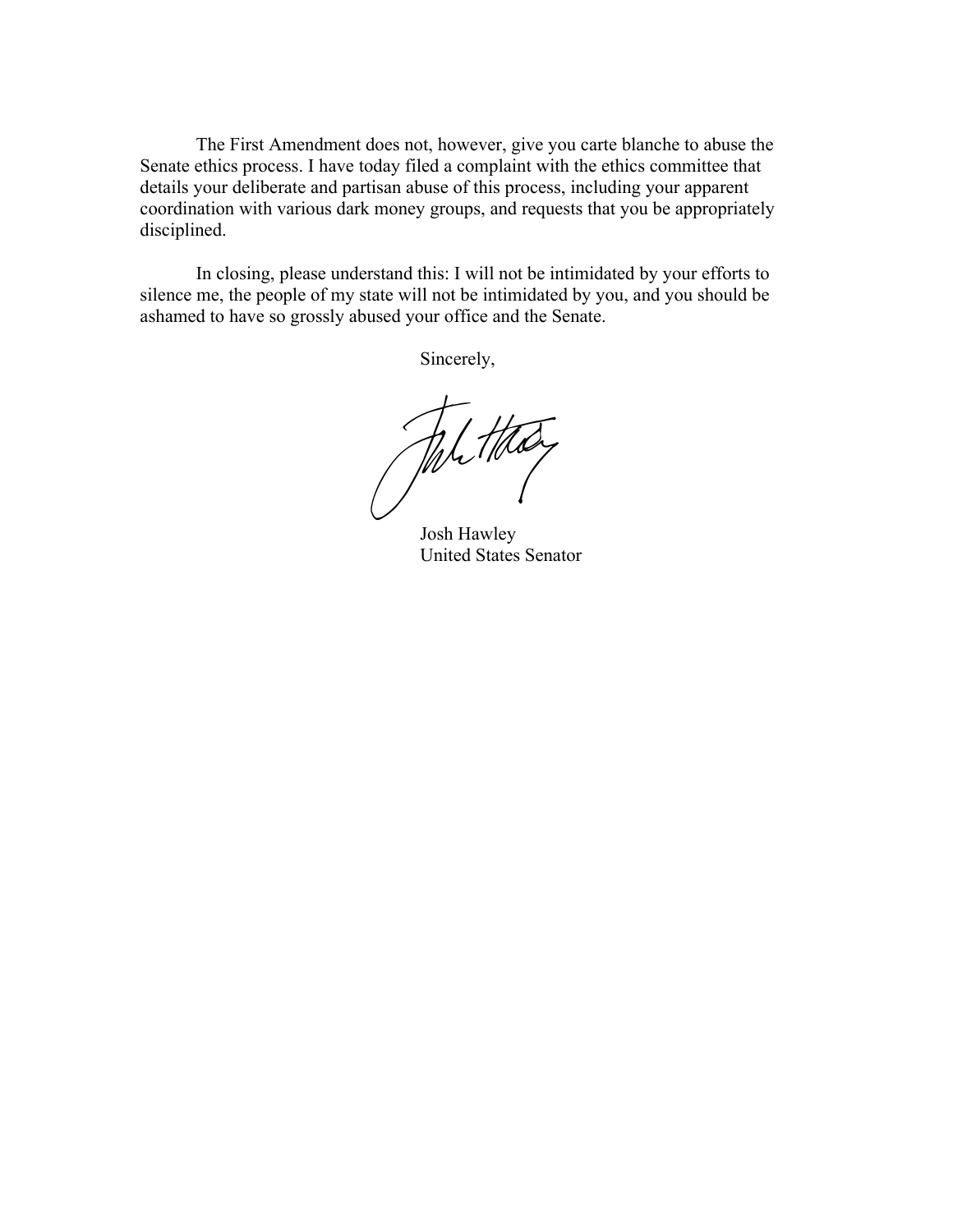The First Amendment does not, however, give you carte blanche to abuse the Senate ethics process. I have today filed a complaint with the ethics committee that details your deliberate and partisan abuse of this process, including your apparent coordination with various dark money groups, and requests that you be appropriately disciplined.

In closing, please understand this: I will not be intimidated by your efforts to silence me, the people of my state will not be intimidated by you, and you should be ashamed to have so grossly abused your office and the Senate.

Sincerely,

Josh Hawley
United States Senator